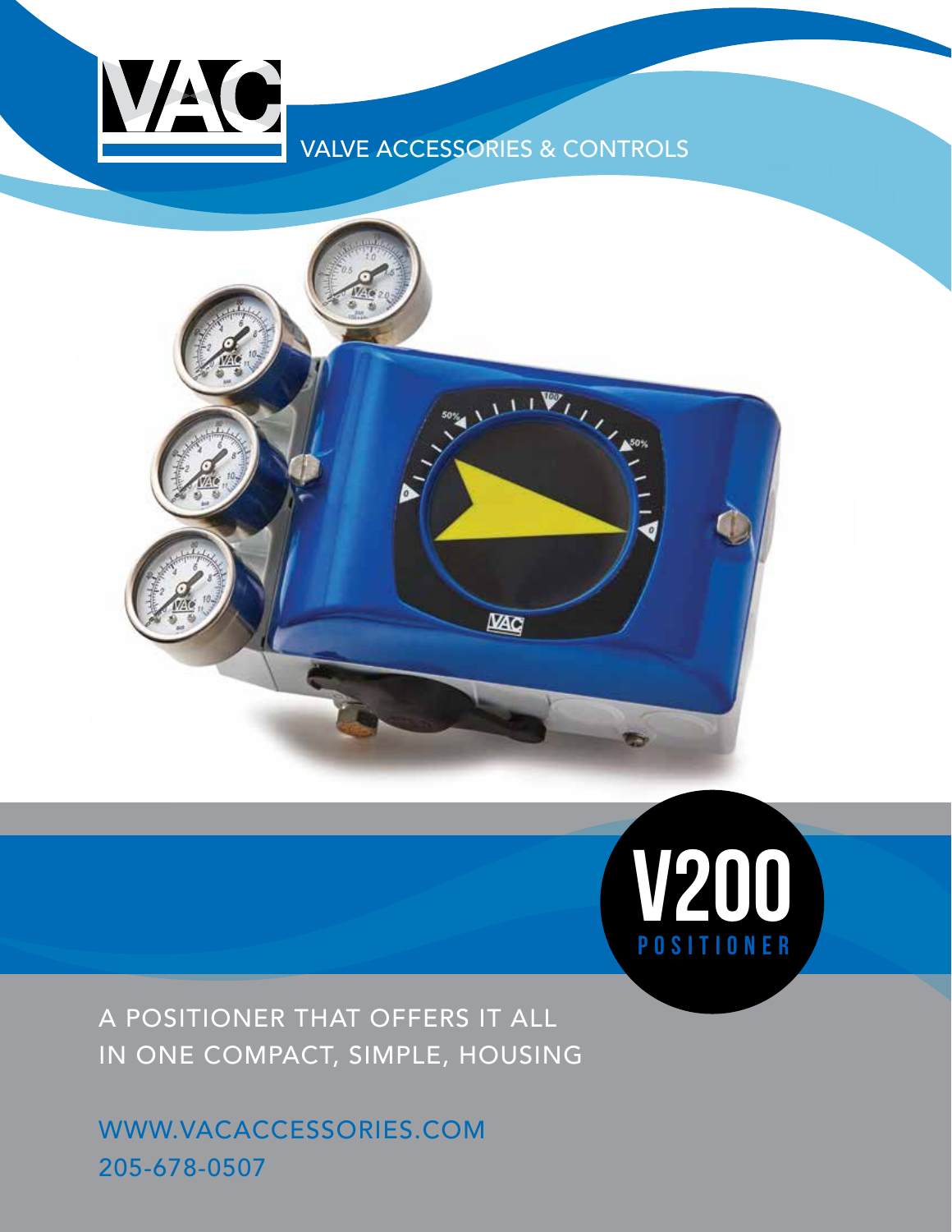VAC

VALVE ACCESSORIES & CONTROLS

# V200

## POSITIONER

A POSITIONER THAT OFFERS IT ALL
IN ONE COMPACT, SIMPLE, HOUSING

WWW.VACACCESSORIES.COM
205-678-0507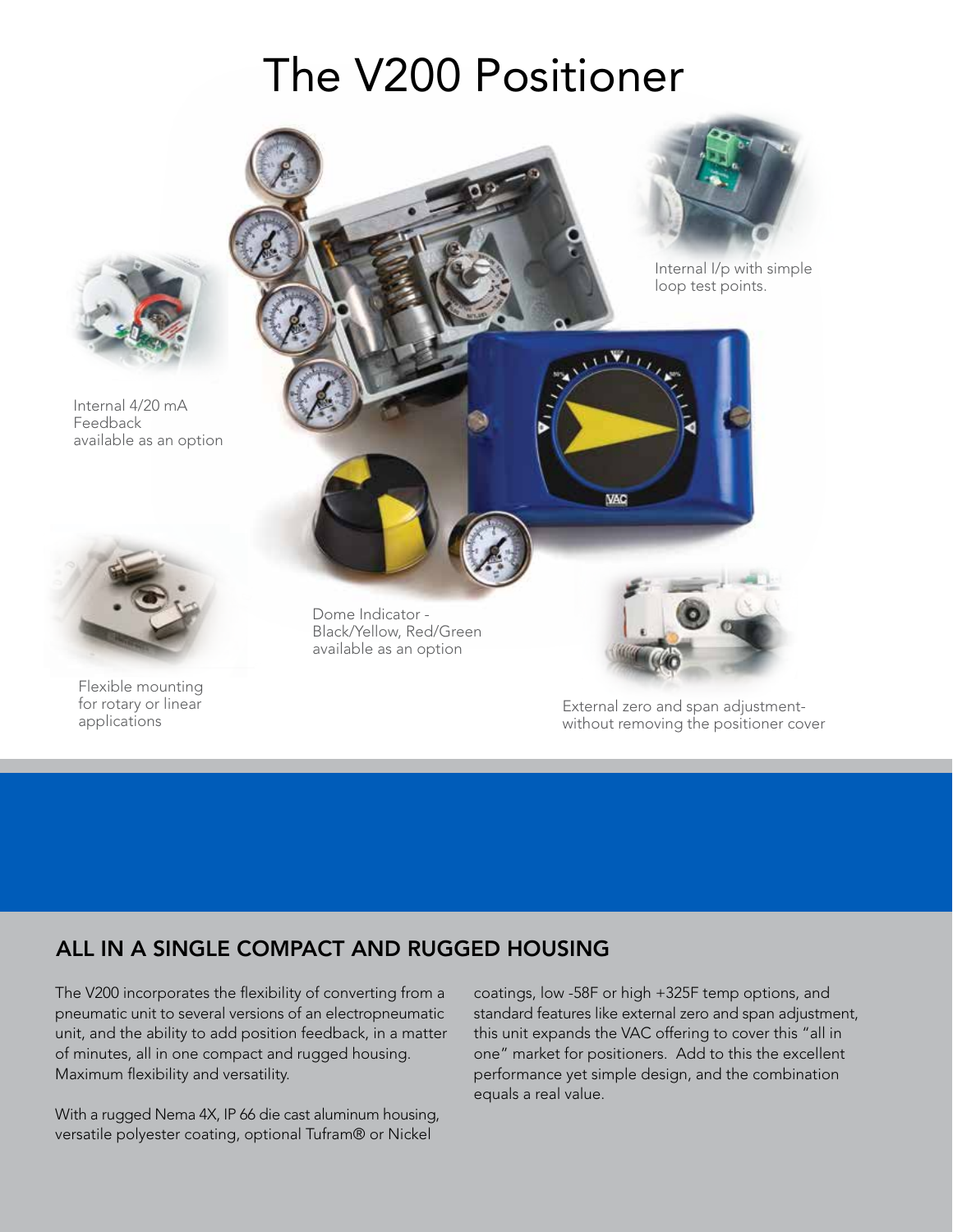# The V200 Positioner

Internal 4/20 mA Feedback available as an option

Internal I/p with simple loop test points.

Flexible mounting for rotary or linear applications

Dome Indicator - Black/Yellow, Red/Green available as an option

External zero and span adjustment- without removing the positioner cover

## ALL IN A SINGLE COMPACT AND RUGGED HOUSING

The V200 incorporates the flexibility of converting from a pneumatic unit to several versions of an electropneumatic unit, and the ability to add position feedback, in a matter of minutes, all in one compact and rugged housing. Maximum flexibility and versatility.

With a rugged Nema 4X, IP 66 die cast aluminum housing, versatile polyester coating, optional Tufram® or Nickel coatings, low -58F or high +325F temp options, and standard features like external zero and span adjustment, this unit expands the VAC offering to cover this "all in one" market for positioners. Add to this the excellent performance yet simple design, and the combination equals a real value.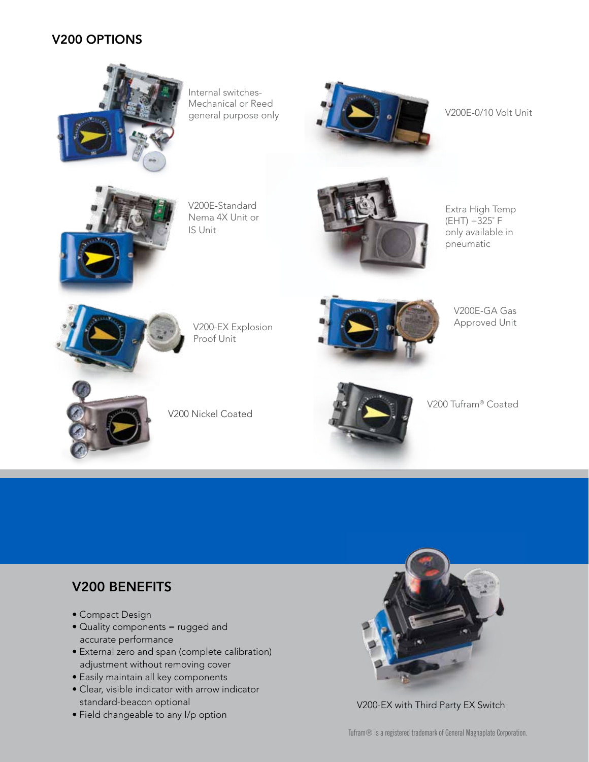## V200 OPTIONS

Internal switches-Mechanical or Reed general purpose only

V200E-0/10 Volt Unit

V200E-Standard Nema 4X Unit or IS Unit

Extra High Temp (EHT) +325˚ F only available in pneumatic

V200-EX Explosion Proof Unit

V200E-GA Gas Approved Unit

V200 Nickel Coated

V200 Tufram® Coated

## V200 BENEFITS

- Compact Design
- Quality components = rugged and accurate performance
- External zero and span (complete calibration) adjustment without removing cover
- Easily maintain all key components
- Clear, visible indicator with arrow indicator standard-beacon optional
- Field changeable to any I/p option

V200-EX with Third Party EX Switch

Tufram® is a registered trademark of General Magnaplate Corporation.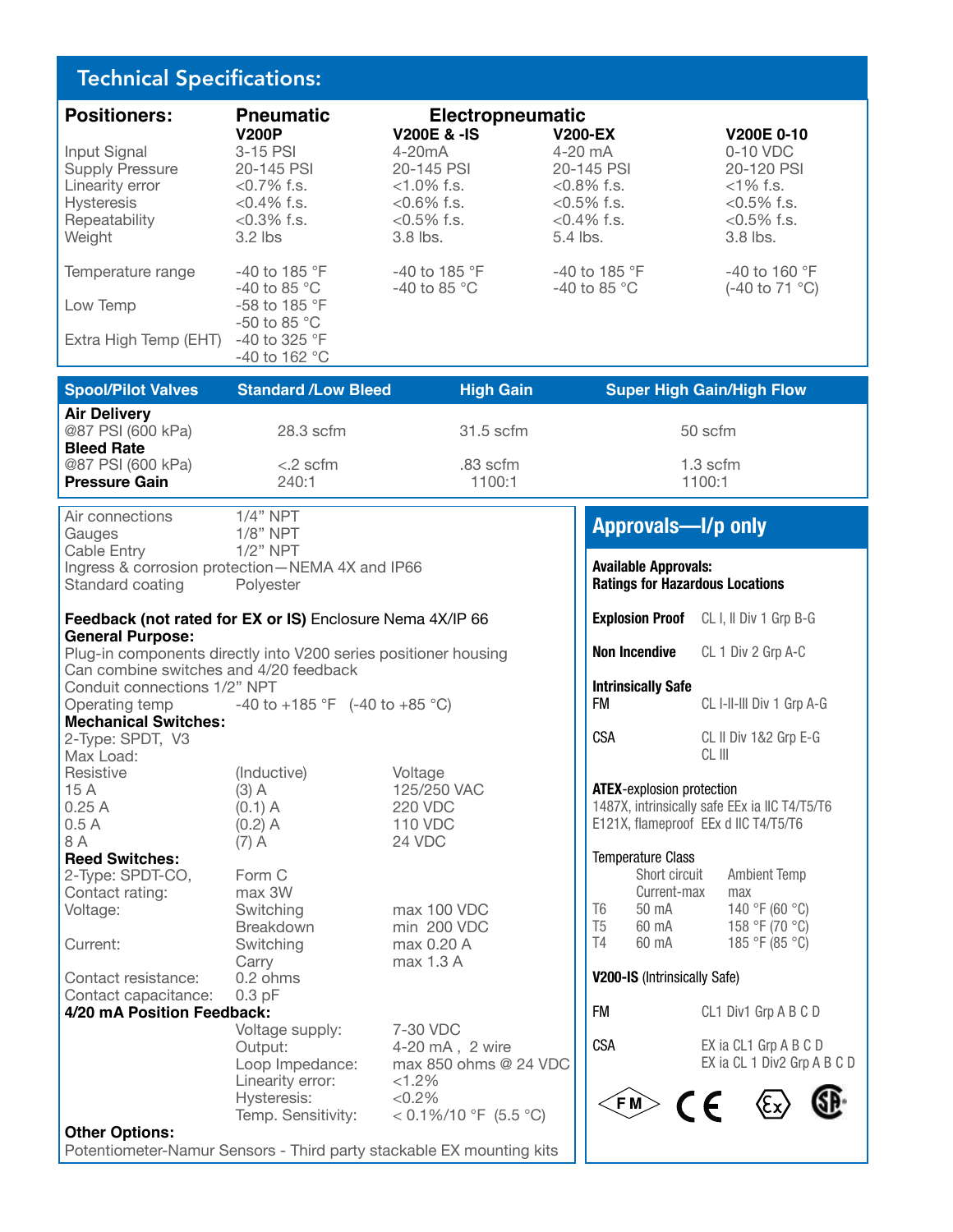## Technical Specifications:

| Positioners: | Pneumatic | Electropneumatic | | |
|---|---|---|---|---|
| | **V200P** | **V200E & -IS** | **V200-EX** | **V200E 0-10** |
| Input Signal | 3-15 PSI | 4-20mA | 4-20 mA | 0-10 VDC |
| Supply Pressure | 20-145 PSI | 20-145 PSI | 20-145 PSI | 20-120 PSI |
| Linearity error | <0.7% f.s. | <1.0% f.s. | <0.8% f.s. | <1% f.s. |
| Hysteresis | <0.4% f.s. | <0.6% f.s. | <0.5% f.s. | <0.5% f.s. |
| Repeatability | <0.3% f.s. | <0.5% f.s. | <0.4% f.s. | <0.5% f.s. |
| Weight | 3.2 lbs | 3.8 lbs. | 5.4 lbs. | 3.8 lbs. |
| Temperature range | -40 to 185 °F<br>-40 to 85 °C | -40 to 185 °F<br>-40 to 85 °C | -40 to 185 °F<br>-40 to 85 °C | -40 to 160 °F<br>(-40 to 71 °C) |
| Low Temp | -58 to 185 °F<br>-50 to 85 °C | | | |
| Extra High Temp (EHT) | -40 to 325 °F<br>-40 to 162 °C | | | |

| Spool/Pilot Valves | Standard /Low Bleed | High Gain | Super High Gain/High Flow |
|---|---|---|---|
| **Air Delivery**<br>@87 PSI (600 kPa) | 28.3 scfm | 31.5 scfm | 50 scfm |
| **Bleed Rate**<br>@87 PSI (600 kPa) | <.2 scfm | .83 scfm | 1.3 scfm |
| **Pressure Gain** | 240:1 | 1100:1 | 1100:1 |

Air connections 1/4" NPT
Gauges 1/8" NPT
Cable Entry 1/2" NPT
Ingress & corrosion protection—NEMA 4X and IP66
Standard coating Polyester

**Feedback (not rated for EX or IS)** Enclosure Nema 4X/IP 66

**General Purpose:**
Plug-in components directly into V200 series positioner housing
Can combine switches and 4/20 feedback
Conduit connections 1/2" NPT
Operating temp -40 to +185 °F (-40 to +85 °C)

**Mechanical Switches:**
2-Type: SPDT, V3
Max Load:

| Resistive | (Inductive) | Voltage |
|---|---|---|
| 15 A | (3) A | 125/250 VAC |
| 0.25 A | (0.1) A | 220 VDC |
| 0.5 A | (0.2) A | 110 VDC |
| 8 A | (7) A | 24 VDC |

**Reed Switches:**

| | | |
|---|---|---|
| 2-Type: SPDT-CO, | Form C | |
| Contact rating: | max 3W | |
| Voltage: | Switching | max 100 VDC |
| | Breakdown | min 200 VDC |
| Current: | Switching | max 0.20 A |
| | Carry | max 1.3 A |
| Contact resistance: | 0.2 ohms | |
| Contact capacitance: | 0.3 pF | |

**4/20 mA Position Feedback:**

| | |
|---|---|
| Voltage supply: | 7-30 VDC |
| Output: | 4-20 mA , 2 wire |
| Loop Impedance: | max 850 ohms @ 24 VDC |
| Linearity error: | <1.2% |
| Hysteresis: | <0.2% |
| Temp. Sensitivity: | < 0.1%/10 °F (5.5 °C) |

**Other Options:**
Potentiometer-Namur Sensors - Third party stackable EX mounting kits

## Approvals—I/p only

**Available Approvals:**
**Ratings for Hazardous Locations**

**Explosion Proof** CL I, II Div 1 Grp B-G

**Non Incendive** CL 1 Div 2 Grp A-C

**Intrinsically Safe**
FM CL I-II-III Div 1 Grp A-G

CSA CL II Div 1&2 Grp E-G
CL III

**ATEX**-explosion protection
1487X, intrinsically safe EEx ia IIC T4/T5/T6
E121X, flameproof EEx d IIC T4/T5/T6

Temperature Class

| | Short circuit Current-max | Ambient Temp max |
|---|---|---|
| T6 | 50 mA | 140 °F (60 °C) |
| T5 | 60 mA | 158 °F (70 °C) |
| T4 | 60 mA | 185 °F (85 °C) |

**V200-IS** (Intrinsically Safe)

FM CL1 Div1 Grp A B C D

CSA EX ia CL1 Grp A B C D
EX ia CL 1 Div2 Grp A B C D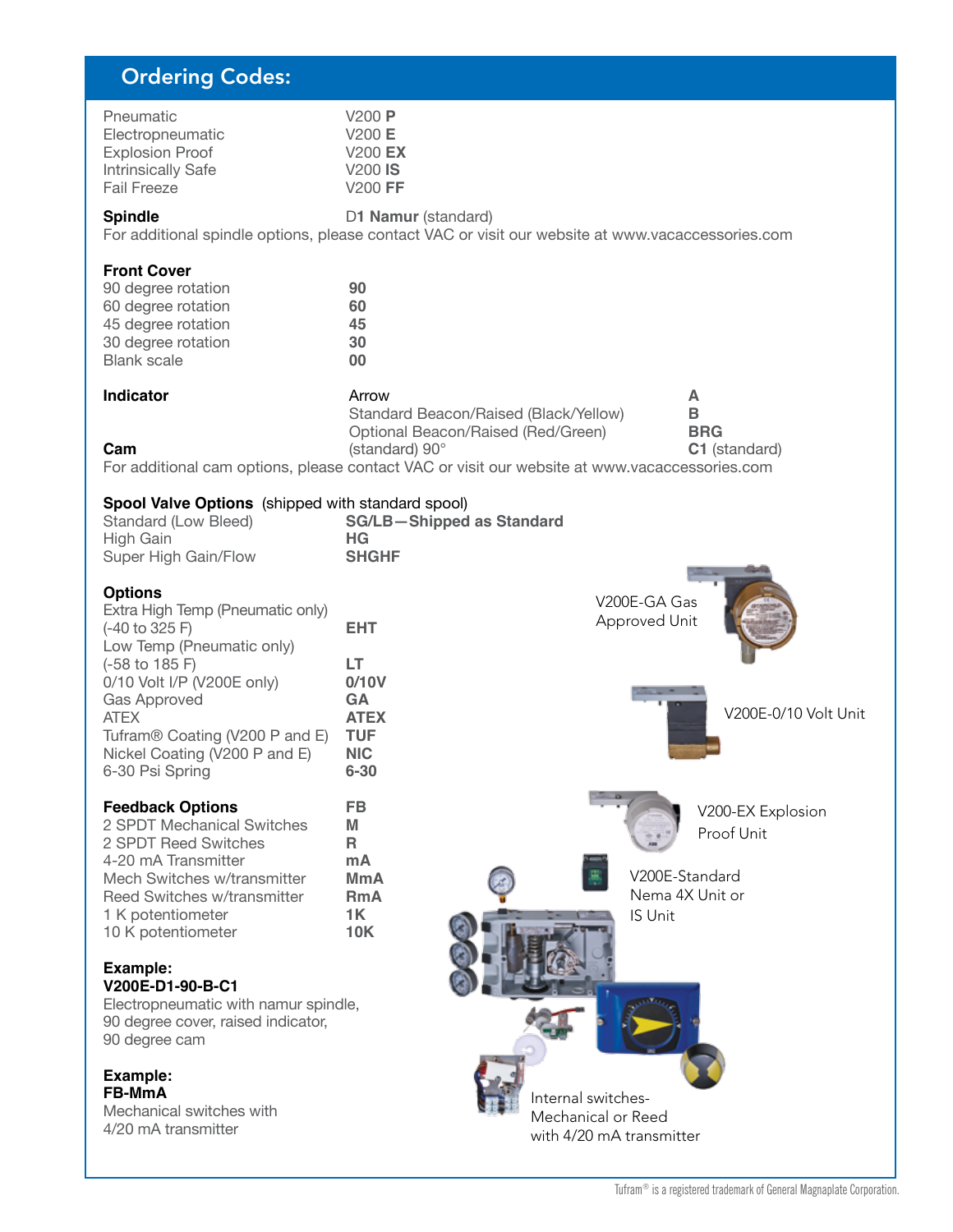## Ordering Codes:

| | |
|---|---|
| Pneumatic | V200 **P** |
| Electropneumatic | V200 **E** |
| Explosion Proof | V200 **EX** |
| Intrinsically Safe | V200 **IS** |
| Fail Freeze | V200 **FF** |

**Spindle** D**1 Namur** (standard)

For additional spindle options, please contact VAC or visit our website at www.vacaccessories.com

**Front Cover**

| | |
|---|---|
| 90 degree rotation | **90** |
| 60 degree rotation | **60** |
| 45 degree rotation | **45** |
| 30 degree rotation | **30** |
| Blank scale | **00** |

| | | |
|---|---|---|
| **Indicator** | Arrow | **A** |
| | Standard Beacon/Raised (Black/Yellow) | **B** |
| | Optional Beacon/Raised (Red/Green) | **BRG** |
| **Cam** | (standard) 90° | **C1** (standard) |

For additional cam options, please contact VAC or visit our website at www.vacaccessories.com

**Spool Valve Options** (shipped with standard spool)

| | |
|---|---|
| Standard (Low Bleed) | **SG/LB—Shipped as Standard** |
| High Gain | **HG** |
| Super High Gain/Flow | **SHGHF** |

**Options**

| | |
|---|---|
| Extra High Temp (Pneumatic only) (-40 to 325 F) | **EHT** |
| Low Temp (Pneumatic only) (-58 to 185 F) | **LT** |
| 0/10 Volt I/P (V200E only) | **0/10V** |
| Gas Approved | **GA** |
| ATEX | **ATEX** |
| Tufram® Coating (V200 P and E) | **TUF** |
| Nickel Coating (V200 P and E) | **NIC** |
| 6-30 Psi Spring | **6-30** |

| **Feedback Options** | **FB** |
|---|---|
| 2 SPDT Mechanical Switches | **M** |
| 2 SPDT Reed Switches | **R** |
| 4-20 mA Transmitter | **mA** |
| Mech Switches w/transmitter | **MmA** |
| Reed Switches w/transmitter | **RmA** |
| 1 K potentiometer | **1K** |
| 10 K potentiometer | **10K** |

**Example:**
**V200E-D1-90-B-C1**
Electropneumatic with namur spindle, 90 degree cover, raised indicator, 90 degree cam

**Example:**
**FB-MmA**
Mechanical switches with 4/20 mA transmitter

V200E-GA Gas Approved Unit

V200E-0/10 Volt Unit

V200-EX Explosion Proof Unit

V200E-Standard Nema 4X Unit or IS Unit

Internal switches- Mechanical or Reed with 4/20 mA transmitter

Tufram® is a registered trademark of General Magnaplate Corporation.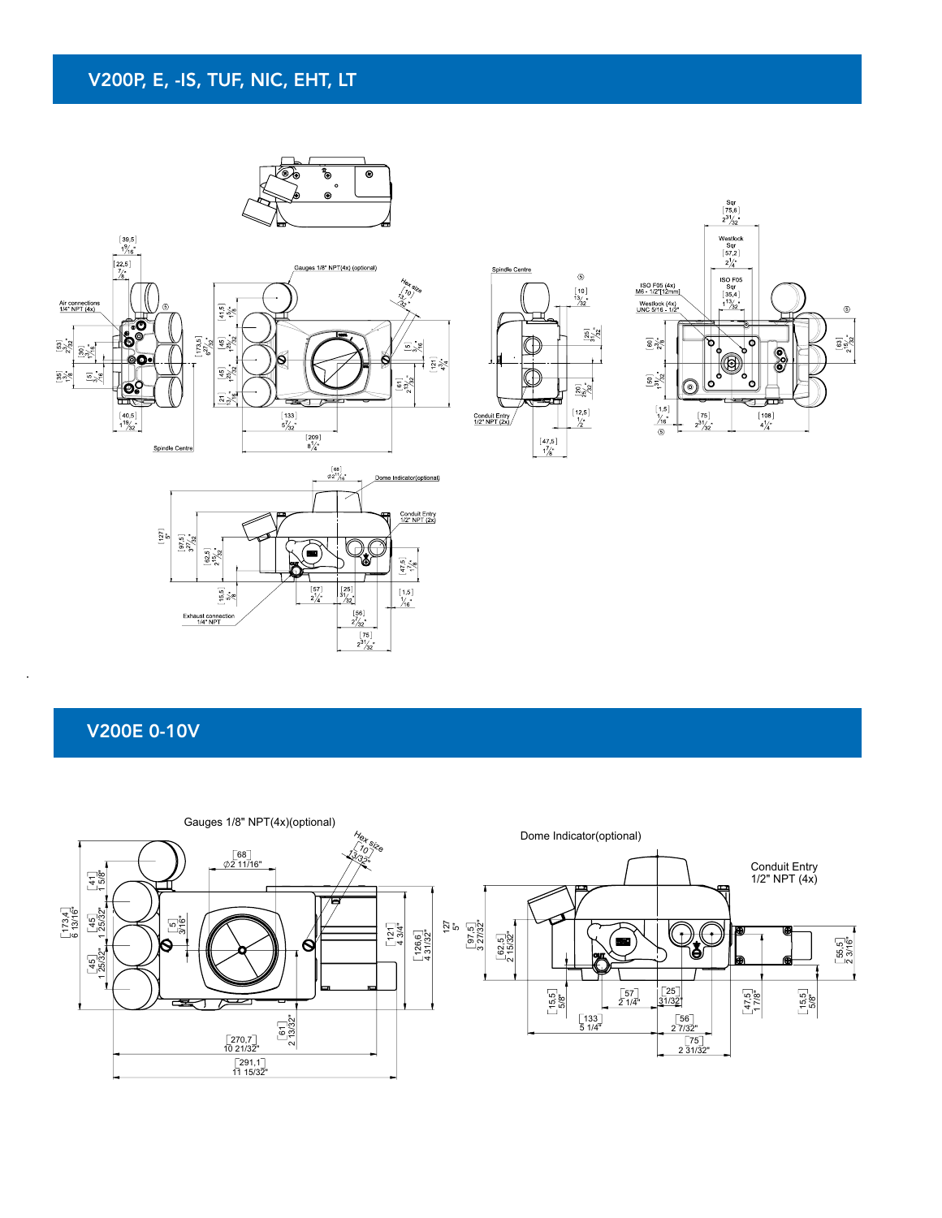## V200P, E, -IS, TUF, NIC, EHT, LT

Air connections 1/4" NPT (4x)

Spindle Centre

Gauges 1/8" NPT(4x) (optional)

Hex size [10] 13/32"

Spindle Centre

Conduit Entry 1/2" NPT (2x)

ISO F05 (4x) M6 - 1/2"[12mm]

Westlock (4x) UNC 5/16 - 1/2"

Sqr [75,6] 2 31/32"

Westlock Sqr [57,2] 2 1/4"

ISO F05 Sqr [35,4] 1 13/32"

Dome Indicator(optional)

Conduit Entry 1/2" NPT (2x)

Exhaust connection 1/4" NPT

## V200E 0-10V

Gauges 1/8" NPT(4x)(optional)

Hex size [10] 13/32"

Dome Indicator(optional)

Conduit Entry 1/2" NPT (4x)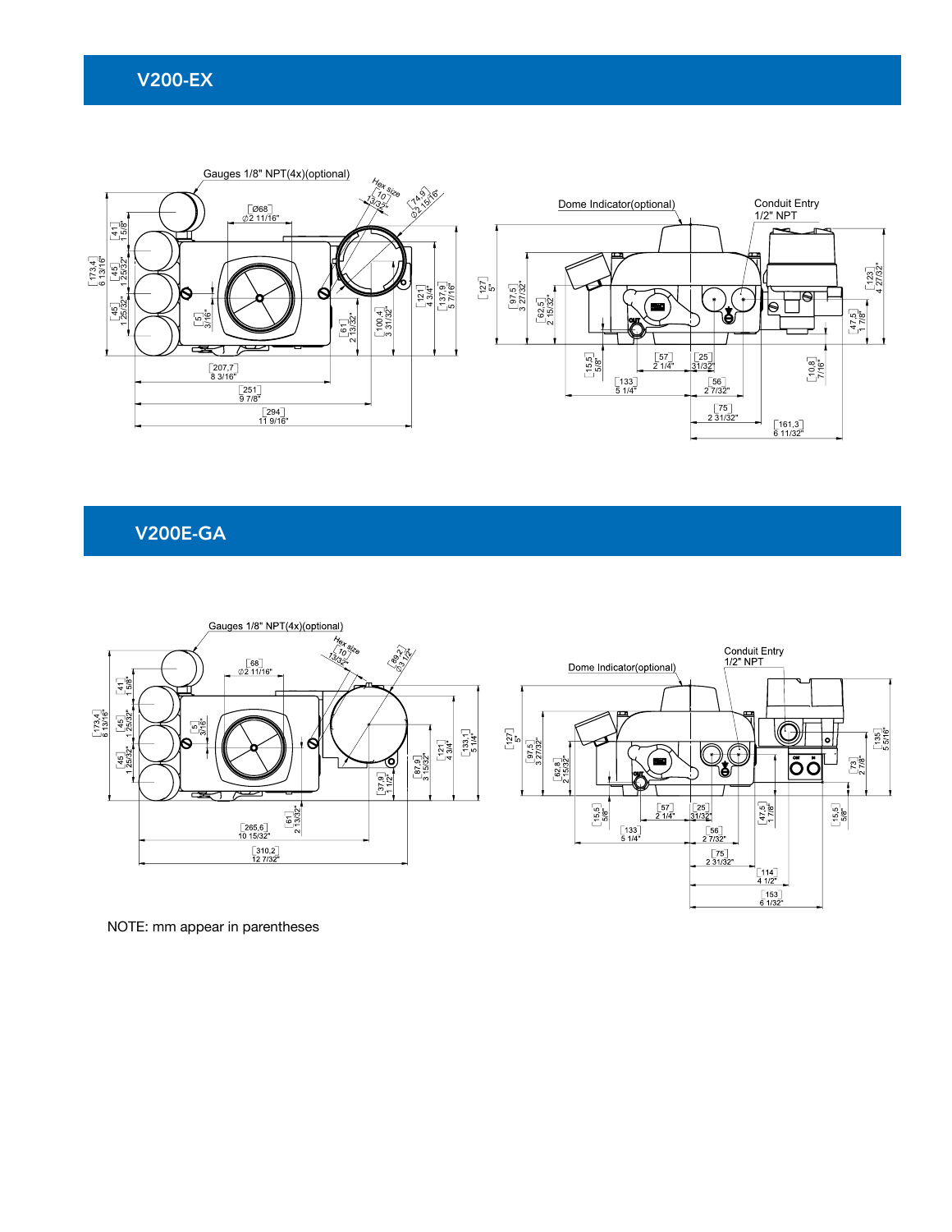## V200-EX

Gauges 1/8" NPT(4x)(optional)

Hex size 10 13/32"

Ø74.9 Ø2 15/16"

Ø68 Ø2 11/16"

Dome Indicator(optional)

Conduit Entry 1/2" NPT

173.4 6 13/16" | 41 1 5/8" | 45 1 25/32" | 45 1 25/32" | 5 3/16" | 61 2 13/32" | 100.4 3 31/32" | 121 4 3/4" | 137.9 5 7/16"

207.7 8 3/16" | 251 9 7/8" | 294 11 9/16"

127 5" | 97.5 3 27/32" | 62.5 2 15/32" | 123 4 27/32" | 47.5 1 7/8" | 10.8 7/16"

15.5 5/8" | 57 2 1/4" | 25 31/32" | 133 5 1/4" | 56 2 7/32" | 75 2 31/32" | 161.3 6 11/32"

## V200E-GA

Gauges 1/8" NPT(4x)(optional)

Hex size 10 13/32"

Ø89.2 Ø3 1/2"

68 Ø2 11/16"

Dome Indicator(optional)

Conduit Entry 1/2" NPT

173.4 6 13/16" | 41 1 5/8" | 45 1 25/32" | 45 1 25/32" | 5 3/16" | 61 2 13/32" | 37.9 1 1/2" | 87.9 3 15/32" | 121 4 3/4" | 133.1 5 1/4"

265.6 10 15/32" | 310.2 12 7/32"

127 5" | 97.5 3 27/32" | 62.8 2 15/32" | 47.5 1 7/8" | 73 2 7/8" | 135 5 5/16" | 15.5 5/8"

15.5 5/8" | 57 2 1/4" | 25 31/32" | 133 5 1/4" | 56 2 7/32" | 75 2 31/32" | 114 4 1/2" | 153 6 1/32"

NOTE: mm appear in parentheses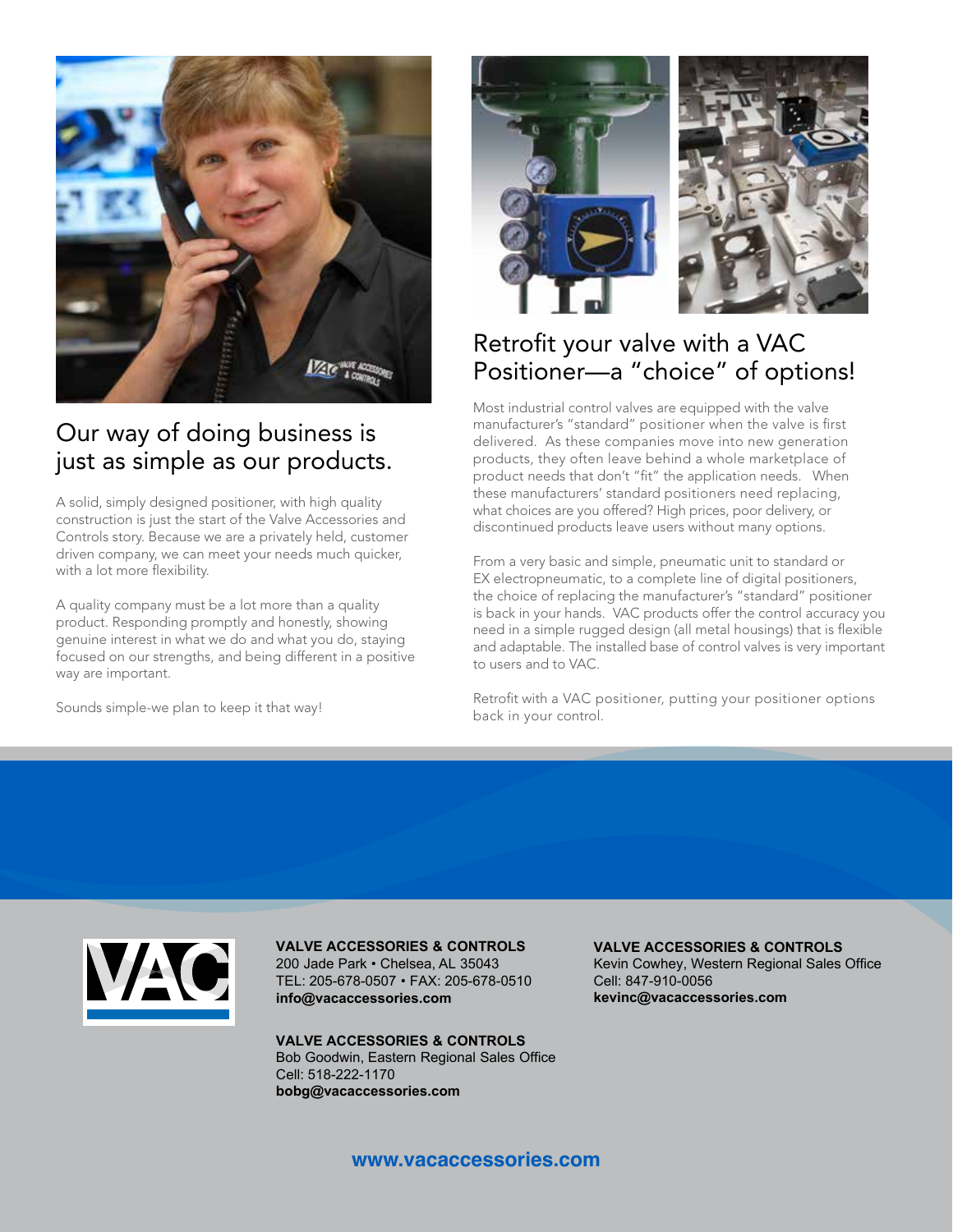## Our way of doing business is just as simple as our products.

A solid, simply designed positioner, with high quality construction is just the start of the Valve Accessories and Controls story. Because we are a privately held, customer driven company, we can meet your needs much quicker, with a lot more flexibility.

A quality company must be a lot more than a quality product. Responding promptly and honestly, showing genuine interest in what we do and what you do, staying focused on our strengths, and being different in a positive way are important.

Sounds simple-we plan to keep it that way!

## Retrofit your valve with a VAC Positioner—a "choice" of options!

Most industrial control valves are equipped with the valve manufacturer's "standard" positioner when the valve is first delivered. As these companies move into new generation products, they often leave behind a whole marketplace of product needs that don't "fit" the application needs. When these manufacturers' standard positioners need replacing, what choices are you offered? High prices, poor delivery, or discontinued products leave users without many options.

From a very basic and simple, pneumatic unit to standard or EX electropneumatic, to a complete line of digital positioners, the choice of replacing the manufacturer's "standard" positioner is back in your hands. VAC products offer the control accuracy you need in a simple rugged design (all metal housings) that is flexible and adaptable. The installed base of control valves is very important to users and to VAC.

Retrofit with a VAC positioner, putting your positioner options back in your control.

**VALVE ACCESSORIES & CONTROLS**
200 Jade Park • Chelsea, AL 35043
TEL: 205-678-0507 • FAX: 205-678-0510
**info@vacaccessories.com**

**VALVE ACCESSORIES & CONTROLS**
Bob Goodwin, Eastern Regional Sales Office
Cell: 518-222-1170
**bobg@vacaccessories.com**

**VALVE ACCESSORIES & CONTROLS**
Kevin Cowhey, Western Regional Sales Office
Cell: 847-910-0056
**kevinc@vacaccessories.com**

**www.vacaccessories.com**